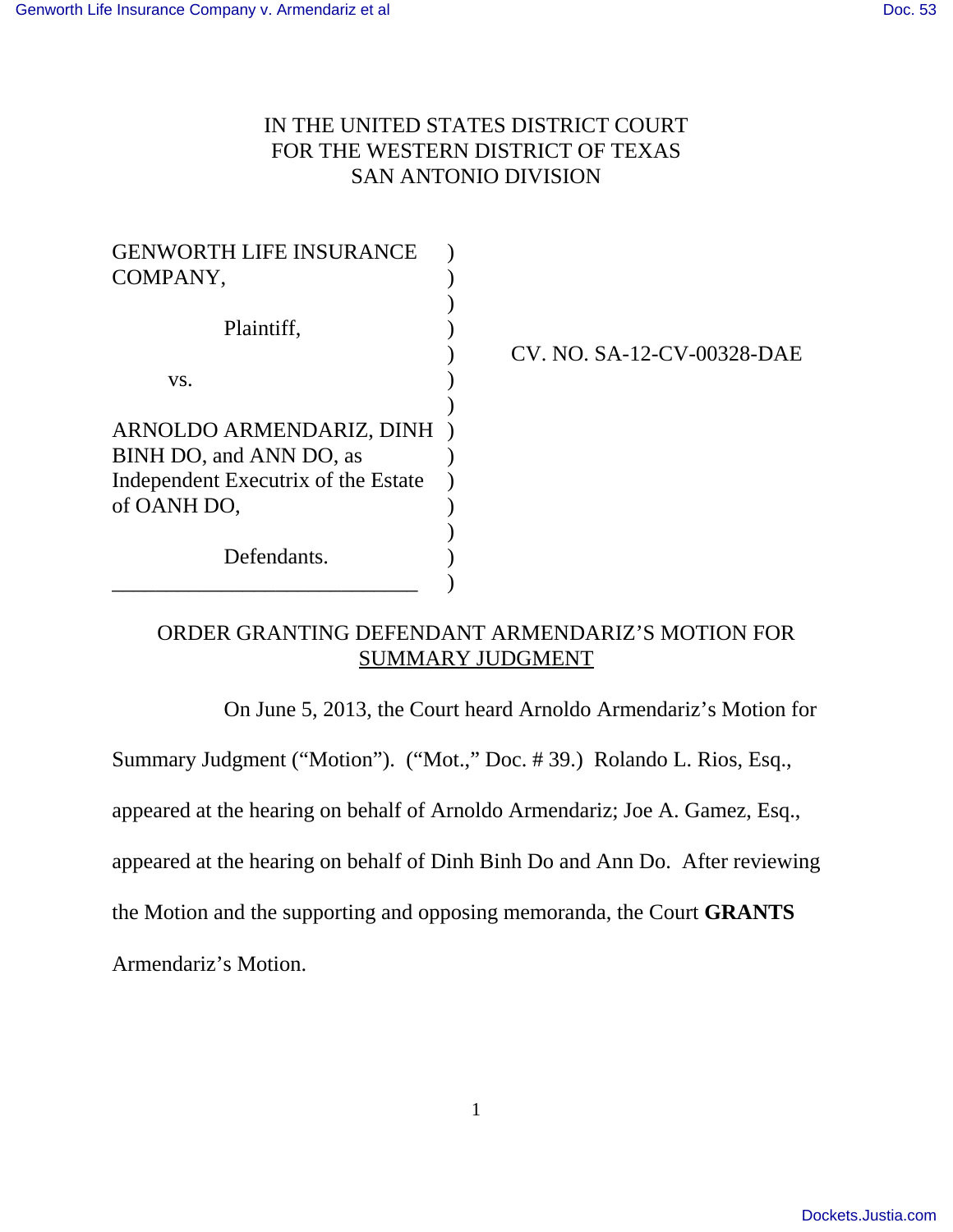IN THE UNITED STATES DISTRICT COURT
FOR THE WESTERN DISTRICT OF TEXAS
SAN ANTONIO DIVISION

GENWORTH LIFE INSURANCE COMPANY,

Plaintiff,

vs.

ARNOLDO ARMENDARIZ, DINH BINH DO, and ANN DO, as Independent Executrix of the Estate of OANH DO,

Defendants.

CV. NO. SA-12-CV-00328-DAE

## ORDER GRANTING DEFENDANT ARMENDARIZ'S MOTION FOR SUMMARY JUDGMENT

On June 5, 2013, the Court heard Arnoldo Armendariz's Motion for Summary Judgment ("Motion"). ("Mot.," Doc. # 39.) Rolando L. Rios, Esq., appeared at the hearing on behalf of Arnoldo Armendariz; Joe A. Gamez, Esq., appeared at the hearing on behalf of Dinh Binh Do and Ann Do. After reviewing the Motion and the supporting and opposing memoranda, the Court **GRANTS** Armendariz's Motion.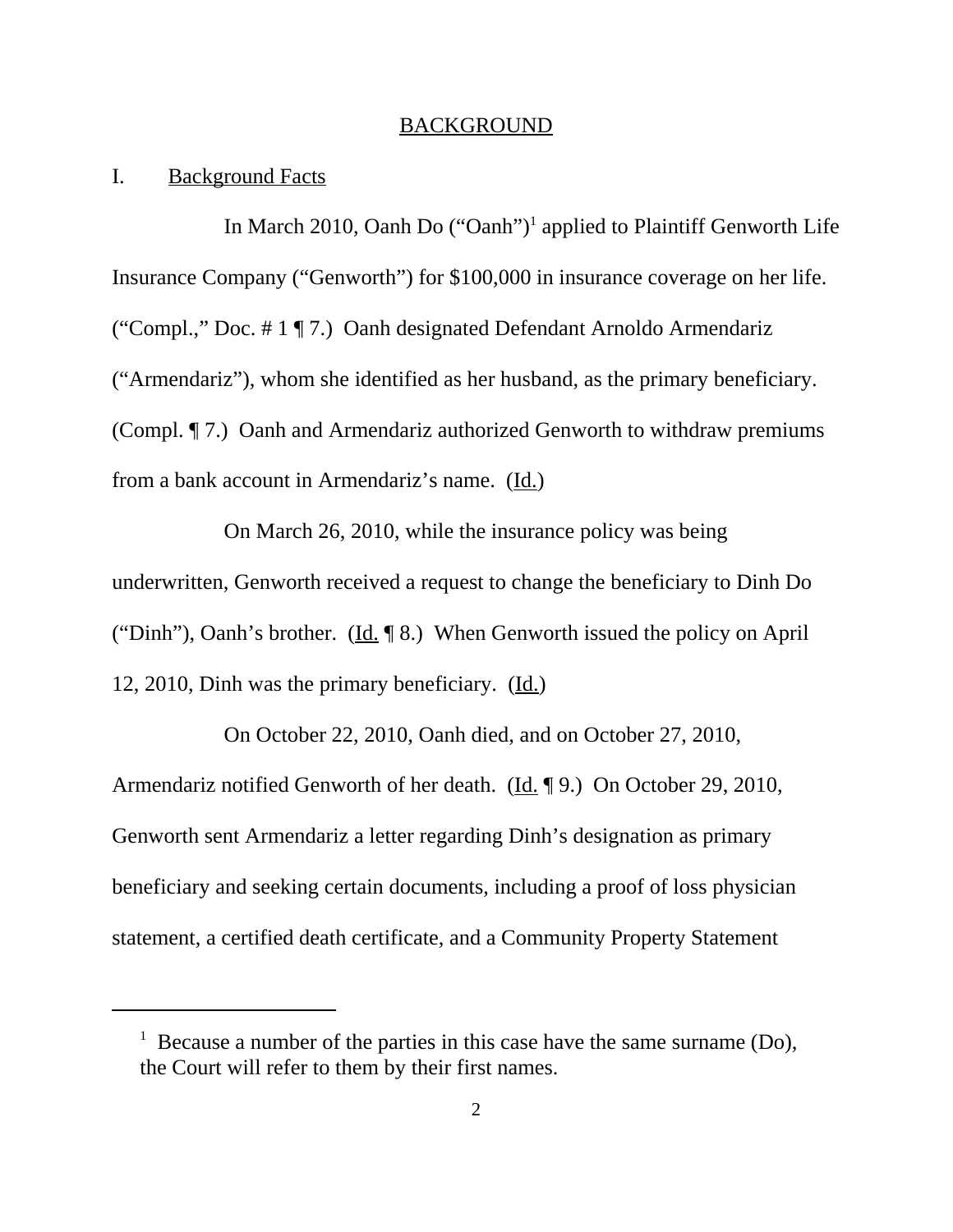## BACKGROUND

### I. Background Facts

In March 2010, Oanh Do ("Oanh")[1] applied to Plaintiff Genworth Life Insurance Company ("Genworth") for $100,000 in insurance coverage on her life. ("Compl.," Doc. # 1 ¶ 7.) Oanh designated Defendant Arnoldo Armendariz ("Armendariz"), whom she identified as her husband, as the primary beneficiary. (Compl. ¶ 7.) Oanh and Armendariz authorized Genworth to withdraw premiums from a bank account in Armendariz's name. (Id.)

On March 26, 2010, while the insurance policy was being underwritten, Genworth received a request to change the beneficiary to Dinh Do ("Dinh"), Oanh's brother. (Id. ¶ 8.) When Genworth issued the policy on April 12, 2010, Dinh was the primary beneficiary. (Id.)

On October 22, 2010, Oanh died, and on October 27, 2010, Armendariz notified Genworth of her death. (Id. ¶ 9.) On October 29, 2010, Genworth sent Armendariz a letter regarding Dinh's designation as primary beneficiary and seeking certain documents, including a proof of loss physician statement, a certified death certificate, and a Community Property Statement

[1] Because a number of the parties in this case have the same surname (Do), the Court will refer to them by their first names.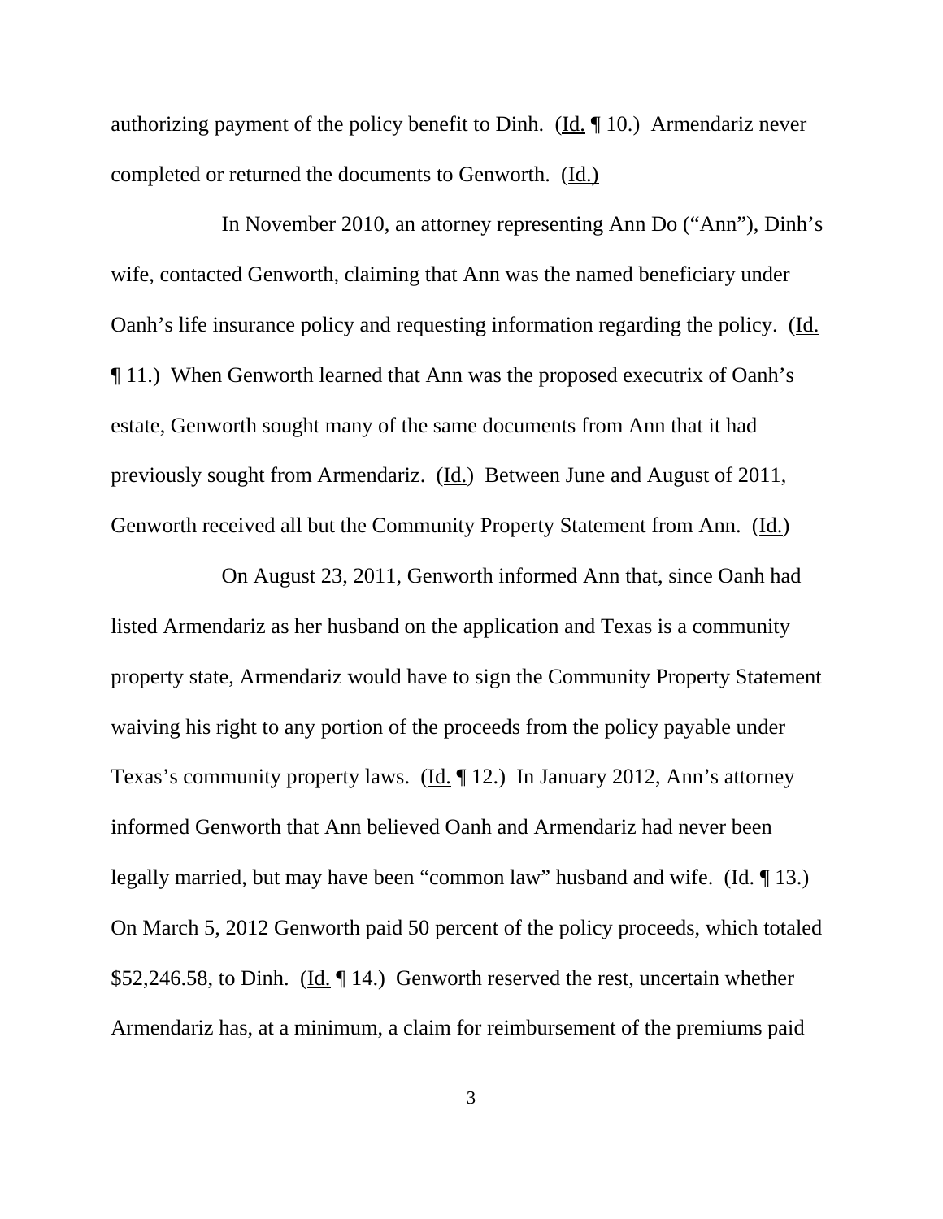authorizing payment of the policy benefit to Dinh. (Id. ¶ 10.) Armendariz never completed or returned the documents to Genworth. (Id.)

In November 2010, an attorney representing Ann Do ("Ann"), Dinh's wife, contacted Genworth, claiming that Ann was the named beneficiary under Oanh's life insurance policy and requesting information regarding the policy. (Id. ¶ 11.) When Genworth learned that Ann was the proposed executrix of Oanh's estate, Genworth sought many of the same documents from Ann that it had previously sought from Armendariz. (Id.) Between June and August of 2011, Genworth received all but the Community Property Statement from Ann. (Id.)

On August 23, 2011, Genworth informed Ann that, since Oanh had listed Armendariz as her husband on the application and Texas is a community property state, Armendariz would have to sign the Community Property Statement waiving his right to any portion of the proceeds from the policy payable under Texas's community property laws. (Id. ¶ 12.) In January 2012, Ann's attorney informed Genworth that Ann believed Oanh and Armendariz had never been legally married, but may have been "common law" husband and wife. (Id. ¶ 13.) On March 5, 2012 Genworth paid 50 percent of the policy proceeds, which totaled $52,246.58, to Dinh. (Id. ¶ 14.) Genworth reserved the rest, uncertain whether Armendariz has, at a minimum, a claim for reimbursement of the premiums paid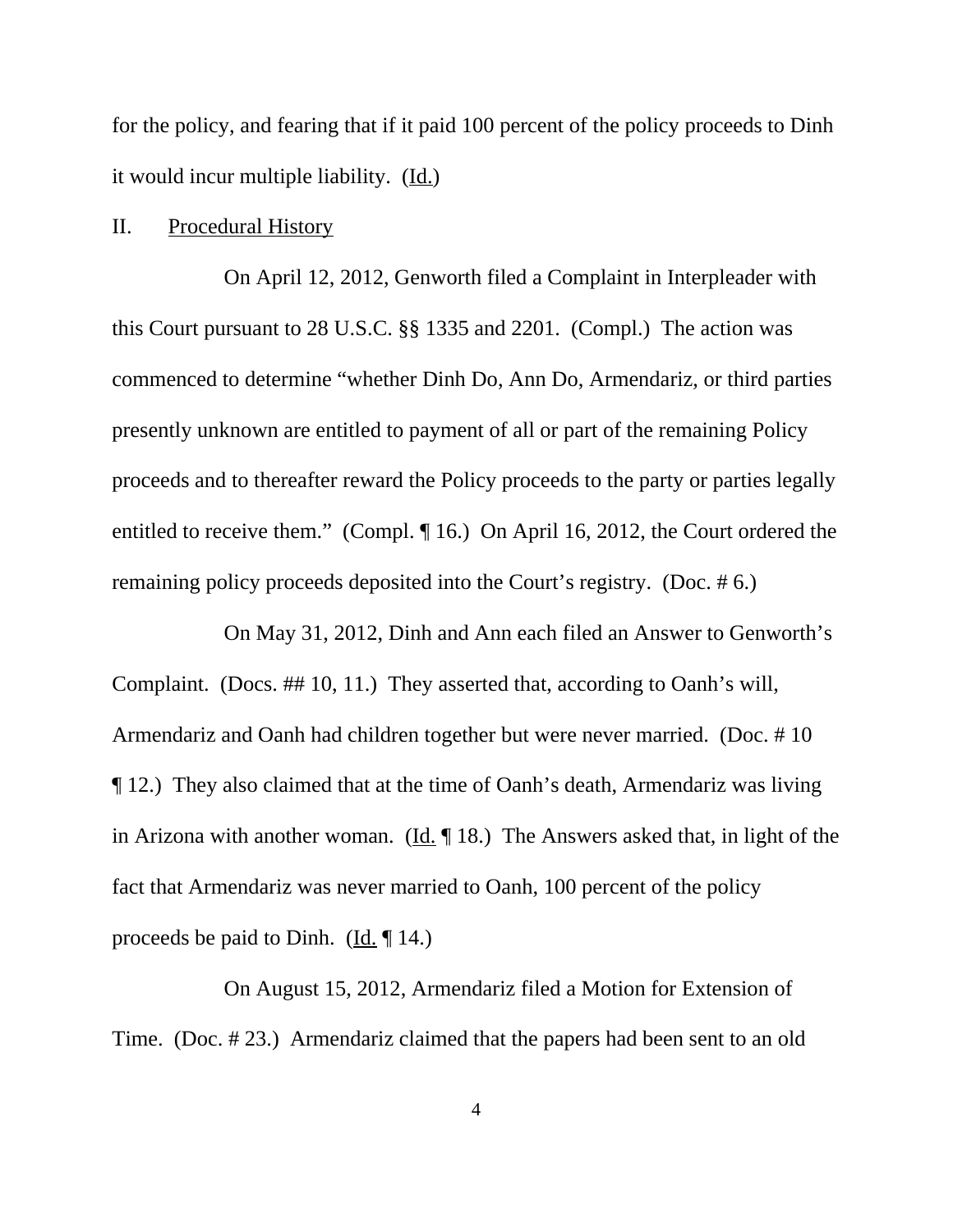for the policy, and fearing that if it paid 100 percent of the policy proceeds to Dinh it would incur multiple liability. (Id.)

## II. Procedural History

On April 12, 2012, Genworth filed a Complaint in Interpleader with this Court pursuant to 28 U.S.C. §§ 1335 and 2201. (Compl.) The action was commenced to determine "whether Dinh Do, Ann Do, Armendariz, or third parties presently unknown are entitled to payment of all or part of the remaining Policy proceeds and to thereafter reward the Policy proceeds to the party or parties legally entitled to receive them." (Compl. ¶ 16.) On April 16, 2012, the Court ordered the remaining policy proceeds deposited into the Court's registry. (Doc. # 6.)

On May 31, 2012, Dinh and Ann each filed an Answer to Genworth's Complaint. (Docs. ## 10, 11.) They asserted that, according to Oanh's will, Armendariz and Oanh had children together but were never married. (Doc. # 10 ¶ 12.) They also claimed that at the time of Oanh's death, Armendariz was living in Arizona with another woman. (Id. ¶ 18.) The Answers asked that, in light of the fact that Armendariz was never married to Oanh, 100 percent of the policy proceeds be paid to Dinh. (Id. ¶ 14.)

On August 15, 2012, Armendariz filed a Motion for Extension of Time. (Doc. # 23.) Armendariz claimed that the papers had been sent to an old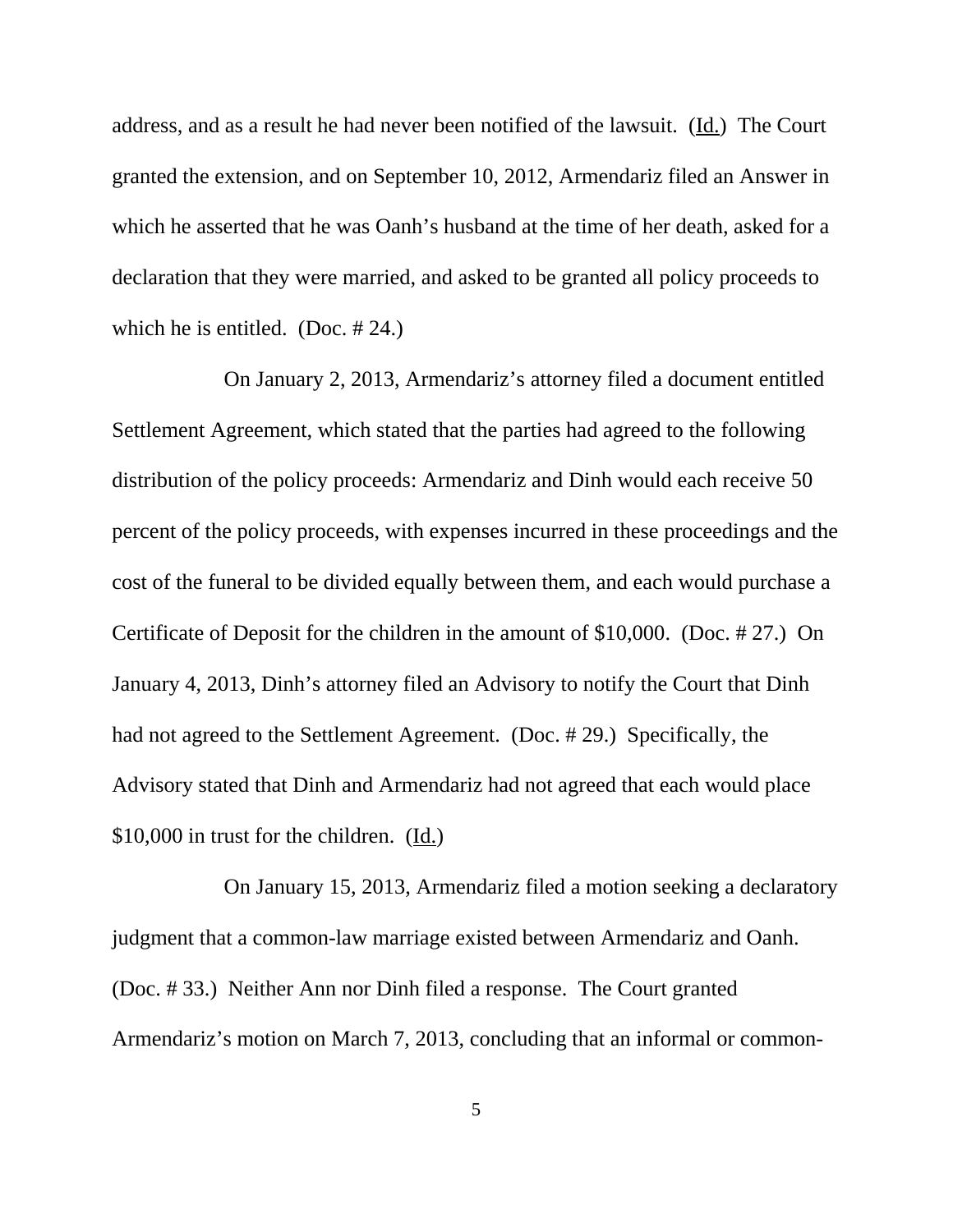address, and as a result he had never been notified of the lawsuit. (Id.) The Court granted the extension, and on September 10, 2012, Armendariz filed an Answer in which he asserted that he was Oanh's husband at the time of her death, asked for a declaration that they were married, and asked to be granted all policy proceeds to which he is entitled. (Doc. # 24.)

On January 2, 2013, Armendariz's attorney filed a document entitled Settlement Agreement, which stated that the parties had agreed to the following distribution of the policy proceeds: Armendariz and Dinh would each receive 50 percent of the policy proceeds, with expenses incurred in these proceedings and the cost of the funeral to be divided equally between them, and each would purchase a Certificate of Deposit for the children in the amount of $10,000. (Doc. # 27.) On January 4, 2013, Dinh's attorney filed an Advisory to notify the Court that Dinh had not agreed to the Settlement Agreement. (Doc. # 29.) Specifically, the Advisory stated that Dinh and Armendariz had not agreed that each would place $10,000 in trust for the children. (Id.)

On January 15, 2013, Armendariz filed a motion seeking a declaratory judgment that a common-law marriage existed between Armendariz and Oanh. (Doc. # 33.) Neither Ann nor Dinh filed a response. The Court granted Armendariz's motion on March 7, 2013, concluding that an informal or common-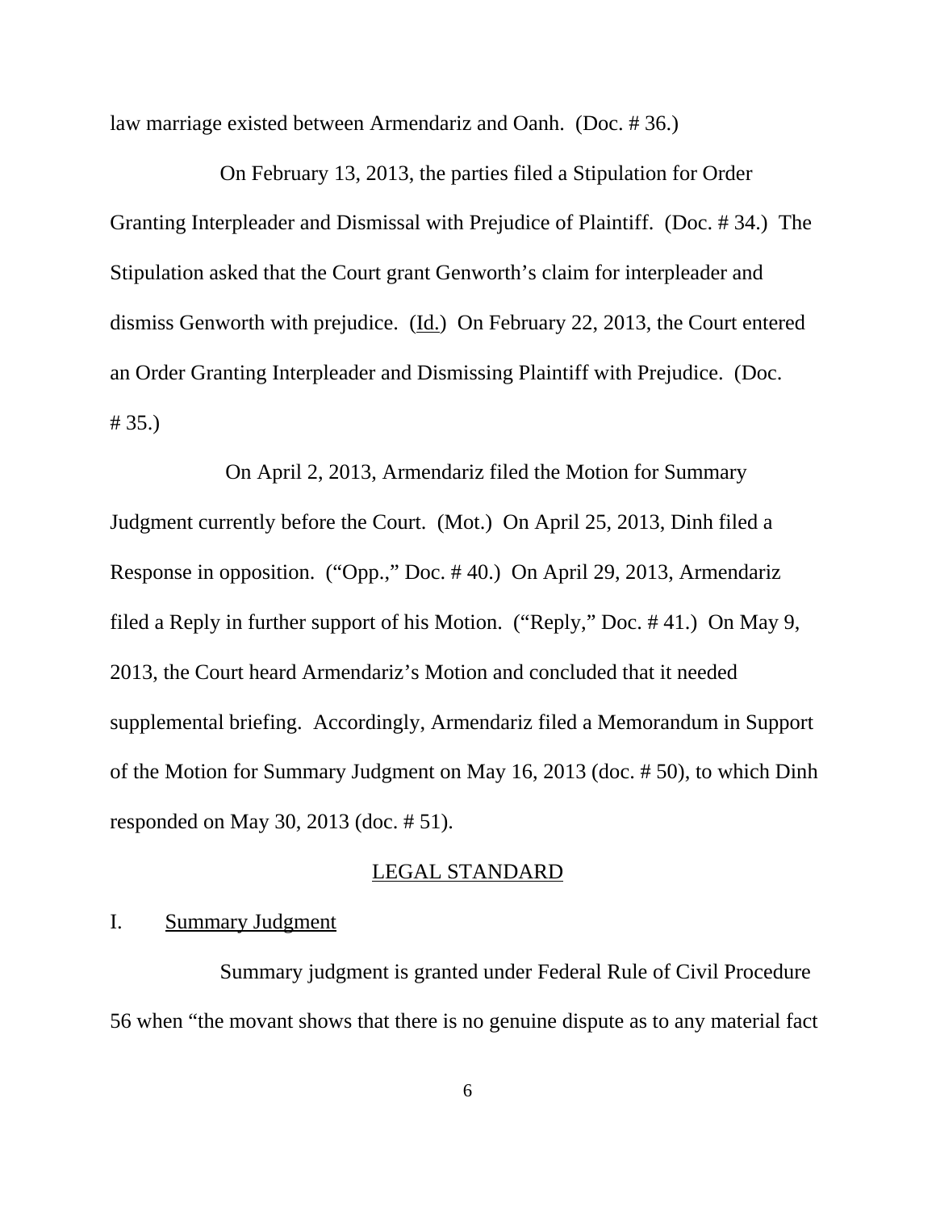law marriage existed between Armendariz and Oanh. (Doc. # 36.)

On February 13, 2013, the parties filed a Stipulation for Order Granting Interpleader and Dismissal with Prejudice of Plaintiff. (Doc. # 34.) The Stipulation asked that the Court grant Genworth's claim for interpleader and dismiss Genworth with prejudice. (Id.) On February 22, 2013, the Court entered an Order Granting Interpleader and Dismissing Plaintiff with Prejudice. (Doc. # 35.)

On April 2, 2013, Armendariz filed the Motion for Summary Judgment currently before the Court. (Mot.) On April 25, 2013, Dinh filed a Response in opposition. ("Opp.," Doc. # 40.) On April 29, 2013, Armendariz filed a Reply in further support of his Motion. ("Reply," Doc. # 41.) On May 9, 2013, the Court heard Armendariz's Motion and concluded that it needed supplemental briefing. Accordingly, Armendariz filed a Memorandum in Support of the Motion for Summary Judgment on May 16, 2013 (doc. # 50), to which Dinh responded on May 30, 2013 (doc. # 51).

## LEGAL STANDARD

### I. Summary Judgment

Summary judgment is granted under Federal Rule of Civil Procedure 56 when "the movant shows that there is no genuine dispute as to any material fact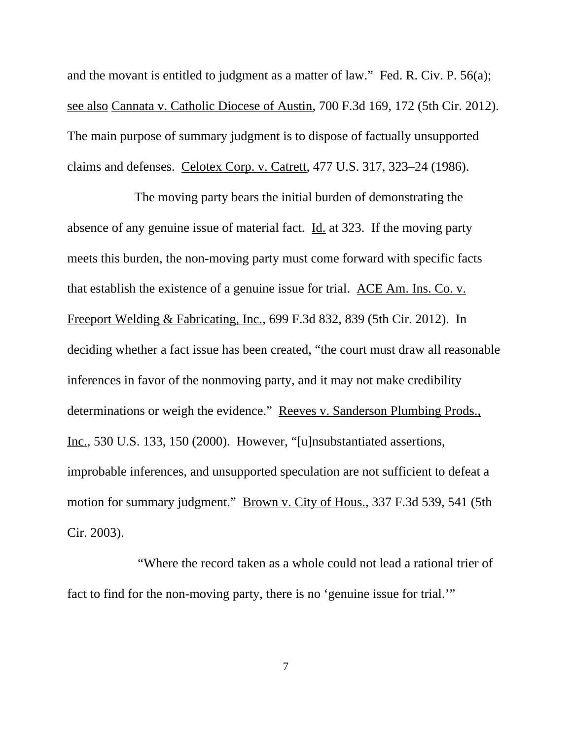and the movant is entitled to judgment as a matter of law." Fed. R. Civ. P. 56(a); see also Cannata v. Catholic Diocese of Austin, 700 F.3d 169, 172 (5th Cir. 2012). The main purpose of summary judgment is to dispose of factually unsupported claims and defenses. Celotex Corp. v. Catrett, 477 U.S. 317, 323–24 (1986).

The moving party bears the initial burden of demonstrating the absence of any genuine issue of material fact. Id. at 323. If the moving party meets this burden, the non-moving party must come forward with specific facts that establish the existence of a genuine issue for trial. ACE Am. Ins. Co. v. Freeport Welding & Fabricating, Inc., 699 F.3d 832, 839 (5th Cir. 2012). In deciding whether a fact issue has been created, "the court must draw all reasonable inferences in favor of the nonmoving party, and it may not make credibility determinations or weigh the evidence." Reeves v. Sanderson Plumbing Prods., Inc., 530 U.S. 133, 150 (2000). However, "[u]nsubstantiated assertions, improbable inferences, and unsupported speculation are not sufficient to defeat a motion for summary judgment." Brown v. City of Hous., 337 F.3d 539, 541 (5th Cir. 2003).

"Where the record taken as a whole could not lead a rational trier of fact to find for the non-moving party, there is no 'genuine issue for trial.'"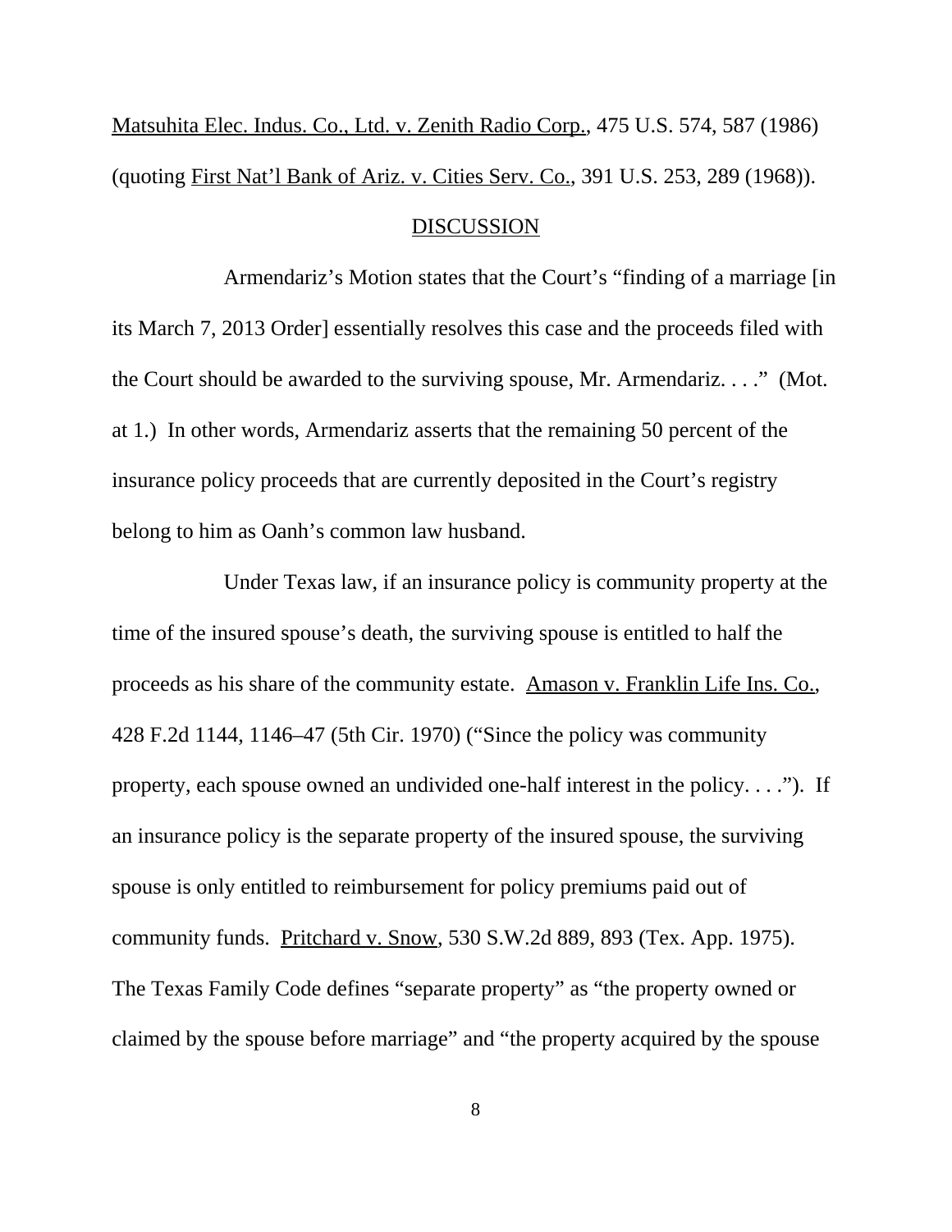Matsuhita Elec. Indus. Co., Ltd. v. Zenith Radio Corp., 475 U.S. 574, 587 (1986) (quoting First Nat'l Bank of Ariz. v. Cities Serv. Co., 391 U.S. 253, 289 (1968)).

## DISCUSSION

Armendariz's Motion states that the Court's "finding of a marriage [in its March 7, 2013 Order] essentially resolves this case and the proceeds filed with the Court should be awarded to the surviving spouse, Mr. Armendariz. . . ." (Mot. at 1.) In other words, Armendariz asserts that the remaining 50 percent of the insurance policy proceeds that are currently deposited in the Court's registry belong to him as Oanh's common law husband.

Under Texas law, if an insurance policy is community property at the time of the insured spouse's death, the surviving spouse is entitled to half the proceeds as his share of the community estate. Amason v. Franklin Life Ins. Co., 428 F.2d 1144, 1146–47 (5th Cir. 1970) ("Since the policy was community property, each spouse owned an undivided one-half interest in the policy. . . ."). If an insurance policy is the separate property of the insured spouse, the surviving spouse is only entitled to reimbursement for policy premiums paid out of community funds. Pritchard v. Snow, 530 S.W.2d 889, 893 (Tex. App. 1975). The Texas Family Code defines "separate property" as "the property owned or claimed by the spouse before marriage" and "the property acquired by the spouse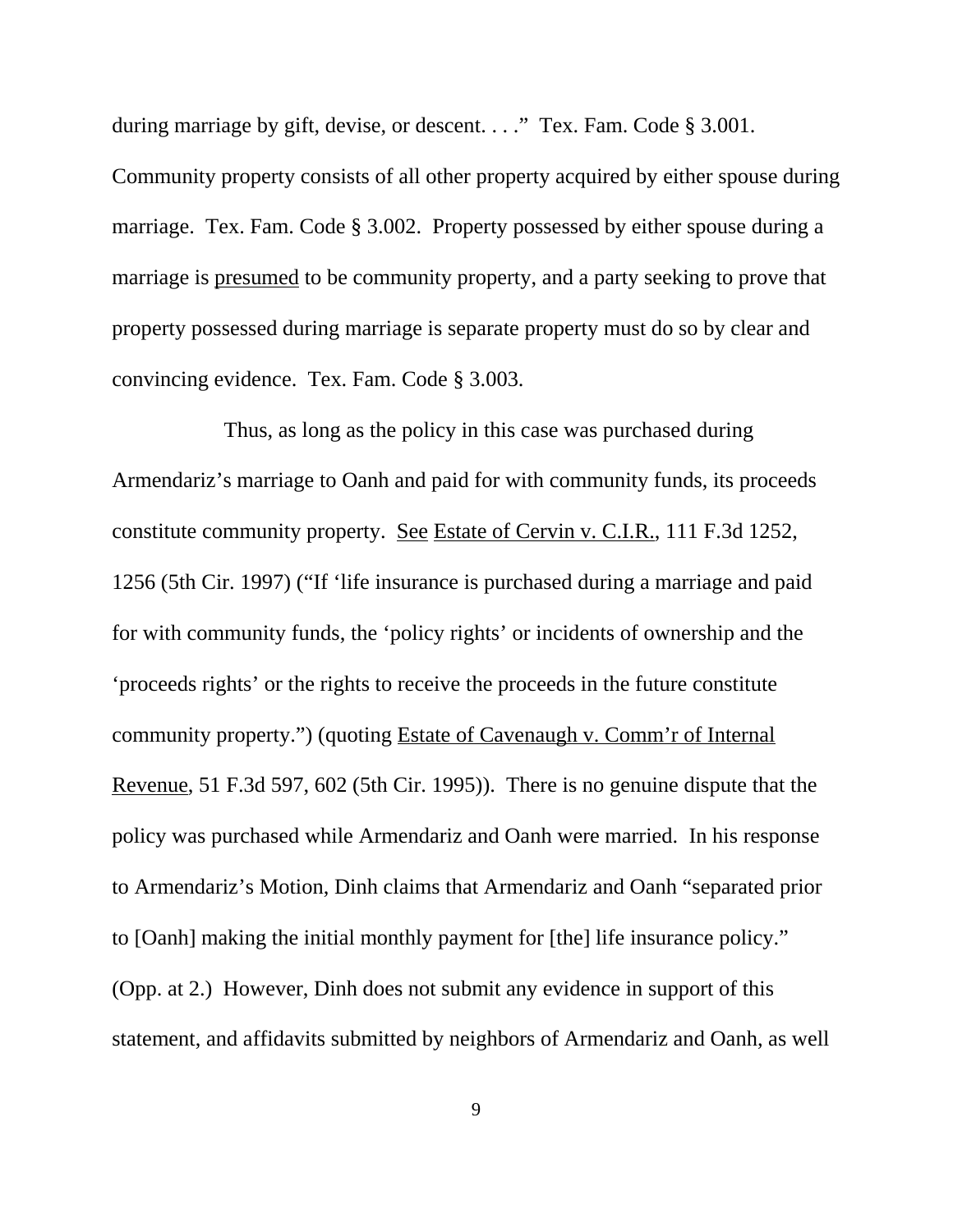during marriage by gift, devise, or descent. . . ." Tex. Fam. Code § 3.001. Community property consists of all other property acquired by either spouse during marriage. Tex. Fam. Code § 3.002. Property possessed by either spouse during a marriage is presumed to be community property, and a party seeking to prove that property possessed during marriage is separate property must do so by clear and convincing evidence. Tex. Fam. Code § 3.003.

Thus, as long as the policy in this case was purchased during Armendariz's marriage to Oanh and paid for with community funds, its proceeds constitute community property. See Estate of Cervin v. C.I.R., 111 F.3d 1252, 1256 (5th Cir. 1997) ("If 'life insurance is purchased during a marriage and paid for with community funds, the 'policy rights' or incidents of ownership and the 'proceeds rights' or the rights to receive the proceeds in the future constitute community property.") (quoting Estate of Cavenaugh v. Comm'r of Internal Revenue, 51 F.3d 597, 602 (5th Cir. 1995)). There is no genuine dispute that the policy was purchased while Armendariz and Oanh were married. In his response to Armendariz's Motion, Dinh claims that Armendariz and Oanh "separated prior to [Oanh] making the initial monthly payment for [the] life insurance policy." (Opp. at 2.) However, Dinh does not submit any evidence in support of this statement, and affidavits submitted by neighbors of Armendariz and Oanh, as well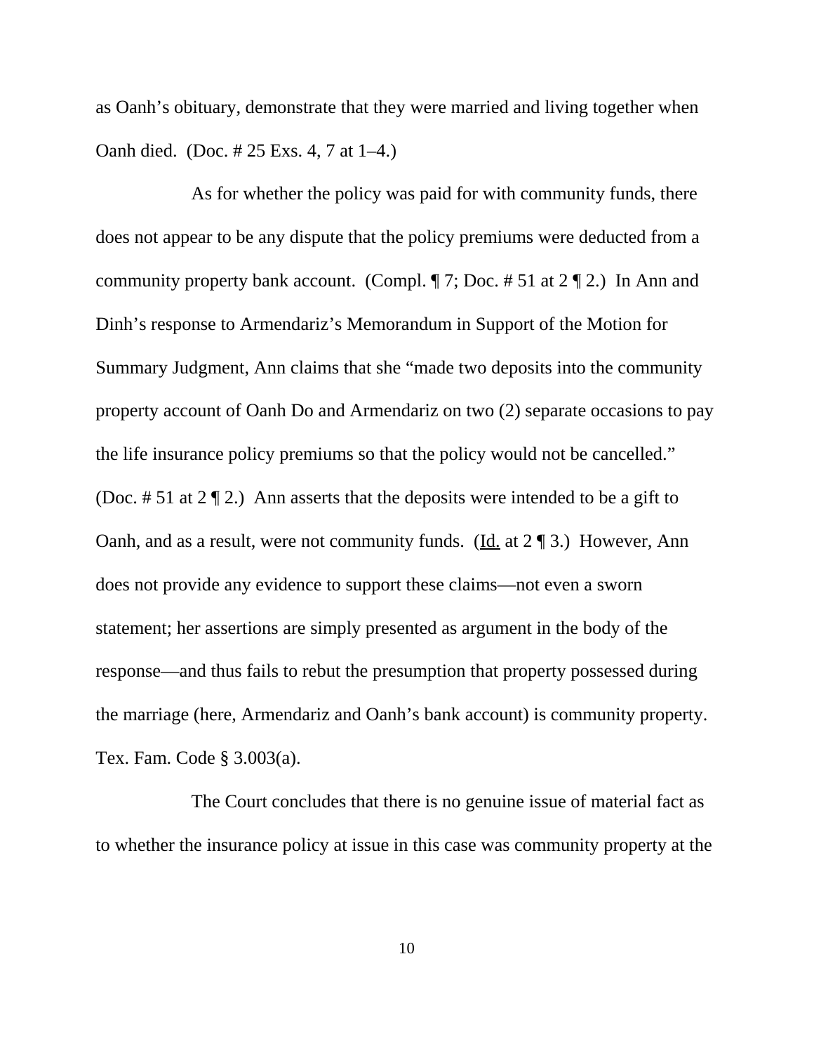as Oanh's obituary, demonstrate that they were married and living together when Oanh died. (Doc. # 25 Exs. 4, 7 at 1–4.)

As for whether the policy was paid for with community funds, there does not appear to be any dispute that the policy premiums were deducted from a community property bank account. (Compl. ¶ 7; Doc. # 51 at 2 ¶ 2.) In Ann and Dinh's response to Armendariz's Memorandum in Support of the Motion for Summary Judgment, Ann claims that she "made two deposits into the community property account of Oanh Do and Armendariz on two (2) separate occasions to pay the life insurance policy premiums so that the policy would not be cancelled." (Doc. # 51 at 2 ¶ 2.) Ann asserts that the deposits were intended to be a gift to Oanh, and as a result, were not community funds. (Id. at 2 ¶ 3.) However, Ann does not provide any evidence to support these claims—not even a sworn statement; her assertions are simply presented as argument in the body of the response—and thus fails to rebut the presumption that property possessed during the marriage (here, Armendariz and Oanh's bank account) is community property. Tex. Fam. Code § 3.003(a).

The Court concludes that there is no genuine issue of material fact as to whether the insurance policy at issue in this case was community property at the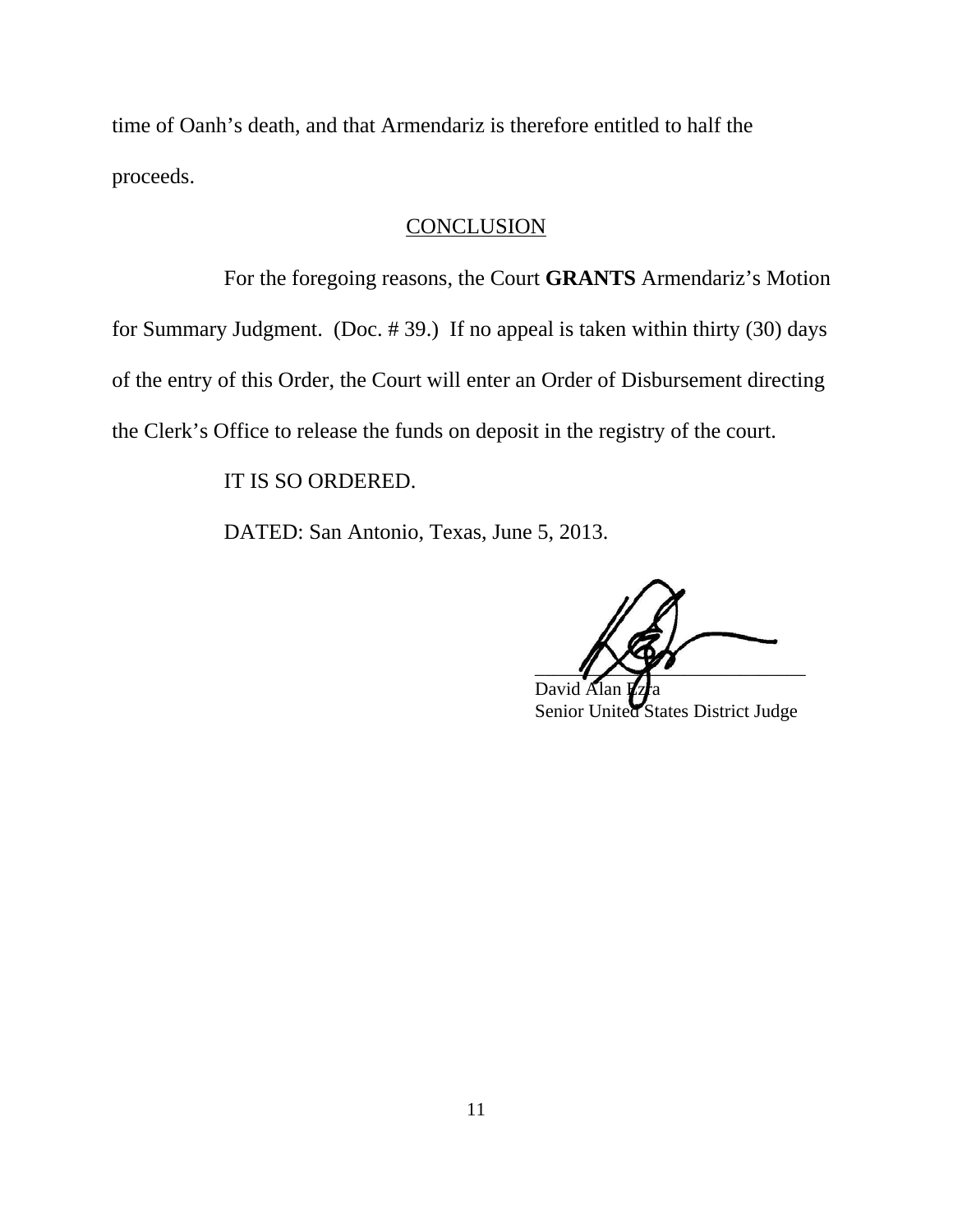time of Oanh's death, and that Armendariz is therefore entitled to half the proceeds.

## CONCLUSION

For the foregoing reasons, the Court **GRANTS** Armendariz's Motion for Summary Judgment. (Doc. # 39.) If no appeal is taken within thirty (30) days of the entry of this Order, the Court will enter an Order of Disbursement directing the Clerk's Office to release the funds on deposit in the registry of the court.

IT IS SO ORDERED.

DATED: San Antonio, Texas, June 5, 2013.

_____________________________
David Alan Ezra
Senior United States District Judge